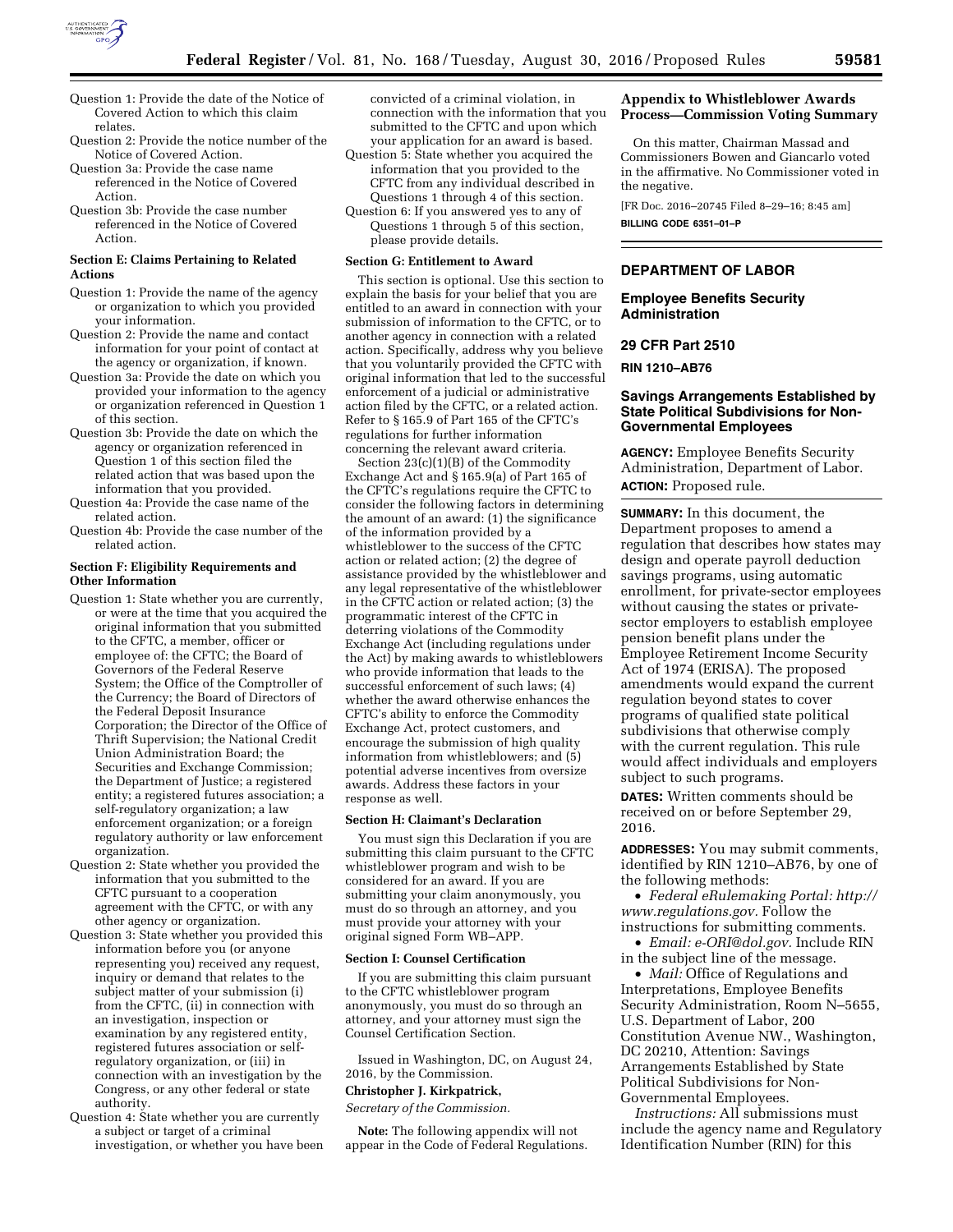Question 1: Provide the date of the Notice of Covered Action to which this claim relates.

Question 2: Provide the notice number of the Notice of Covered Action.

Question 3a: Provide the case name referenced in the Notice of Covered Action.

Question 3b: Provide the case number referenced in the Notice of Covered Action.

**Section E: Claims Pertaining to Related Actions**

Question 1: Provide the name of the agency or organization to which you provided your information.

Question 2: Provide the name and contact information for your point of contact at the agency or organization, if known.

Question 3a: Provide the date on which you provided your information to the agency or organization referenced in Question 1 of this section.

Question 3b: Provide the date on which the agency or organization referenced in Question 1 of this section filed the related action that was based upon the information that you provided.

Question 4a: Provide the case name of the related action.

Question 4b: Provide the case number of the related action.

**Section F: Eligibility Requirements and Other Information**

Question 1: State whether you are currently, or were at the time that you acquired the original information that you submitted to the CFTC, a member, officer or employee of: the CFTC; the Board of Governors of the Federal Reserve System; the Office of the Comptroller of the Currency; the Board of Directors of the Federal Deposit Insurance Corporation; the Director of the Office of Thrift Supervision; the National Credit Union Administration Board; the Securities and Exchange Commission; the Department of Justice; a registered entity; a registered futures association; a self-regulatory organization; a law enforcement organization; or a foreign regulatory authority or law enforcement organization.

Question 2: State whether you provided the information that you submitted to the CFTC pursuant to a cooperation agreement with the CFTC, or with any other agency or organization.

Question 3: State whether you provided this information before you (or anyone representing you) received any request, inquiry or demand that relates to the subject matter of your submission (i) from the CFTC, (ii) in connection with an investigation, inspection or examination by any registered entity, registered futures association or self-regulatory organization, or (iii) in connection with an investigation by the Congress, or any other federal or state authority.

Question 4: State whether you are currently a subject or target of a criminal investigation, or whether you have been convicted of a criminal violation, in connection with the information that you submitted to the CFTC and upon which your application for an award is based.

Question 5: State whether you acquired the information that you provided to the CFTC from any individual described in Questions 1 through 4 of this section.

Question 6: If you answered yes to any of Questions 1 through 5 of this section, please provide details.

**Section G: Entitlement to Award**

This section is optional. Use this section to explain the basis for your belief that you are entitled to an award in connection with your submission of information to the CFTC, or to another agency in connection with a related action. Specifically, address why you believe that you voluntarily provided the CFTC with original information that led to the successful enforcement of a judicial or administrative action filed by the CFTC, or a related action. Refer to § 165.9 of Part 165 of the CFTC's regulations for further information concerning the relevant award criteria.

Section 23(c)(1)(B) of the Commodity Exchange Act and § 165.9(a) of Part 165 of the CFTC's regulations require the CFTC to consider the following factors in determining the amount of an award: (1) the significance of the information provided by a whistleblower to the success of the CFTC action or related action; (2) the degree of assistance provided by the whistleblower and any legal representative of the whistleblower in the CFTC action or related action; (3) the programmatic interest of the CFTC in deterring violations of the Commodity Exchange Act (including regulations under the Act) by making awards to whistleblowers who provide information that leads to the successful enforcement of such laws; (4) whether the award otherwise enhances the CFTC's ability to enforce the Commodity Exchange Act, protect customers, and encourage the submission of high quality information from whistleblowers; and (5) potential adverse incentives from oversize awards. Address these factors in your response as well.

**Section H: Claimant's Declaration**

You must sign this Declaration if you are submitting this claim pursuant to the CFTC whistleblower program and wish to be considered for an award. If you are submitting your claim anonymously, you must do so through an attorney, and you must provide your attorney with your original signed Form WB–APP.

**Section I: Counsel Certification**

If you are submitting this claim pursuant to the CFTC whistleblower program anonymously, you must do so through an attorney, and your attorney must sign the Counsel Certification Section.

Issued in Washington, DC, on August 24, 2016, by the Commission.

**Christopher J. Kirkpatrick,**

*Secretary of the Commission.*

**Note:** The following appendix will not appear in the Code of Federal Regulations.

**Appendix to Whistleblower Awards Process—Commission Voting Summary**

On this matter, Chairman Massad and Commissioners Bowen and Giancarlo voted in the affirmative. No Commissioner voted in the negative.

[FR Doc. 2016–20745 Filed 8–29–16; 8:45 am]

**BILLING CODE 6351–01–P**

---

## DEPARTMENT OF LABOR

## Employee Benefits Security Administration

## 29 CFR Part 2510

**RIN 1210–AB76**

## Savings Arrangements Established by State Political Subdivisions for Non-Governmental Employees

**AGENCY:** Employee Benefits Security Administration, Department of Labor.

**ACTION:** Proposed rule.

**SUMMARY:** In this document, the Department proposes to amend a regulation that describes how states may design and operate payroll deduction savings programs, using automatic enrollment, for private-sector employees without causing the states or private-sector employers to establish employee pension benefit plans under the Employee Retirement Income Security Act of 1974 (ERISA). The proposed amendments would expand the current regulation beyond states to cover programs of qualified state political subdivisions that otherwise comply with the current regulation. This rule would affect individuals and employers subject to such programs.

**DATES:** Written comments should be received on or before September 29, 2016.

**ADDRESSES:** You may submit comments, identified by RIN 1210–AB76, by one of the following methods:

- *Federal eRulemaking Portal: http://www.regulations.gov.* Follow the instructions for submitting comments.
- *Email: e-ORI@dol.gov.* Include RIN in the subject line of the message.
- *Mail:* Office of Regulations and Interpretations, Employee Benefits Security Administration, Room N–5655, U.S. Department of Labor, 200 Constitution Avenue NW., Washington, DC 20210, Attention: Savings Arrangements Established by State Political Subdivisions for Non-Governmental Employees.

*Instructions:* All submissions must include the agency name and Regulatory Identification Number (RIN) for this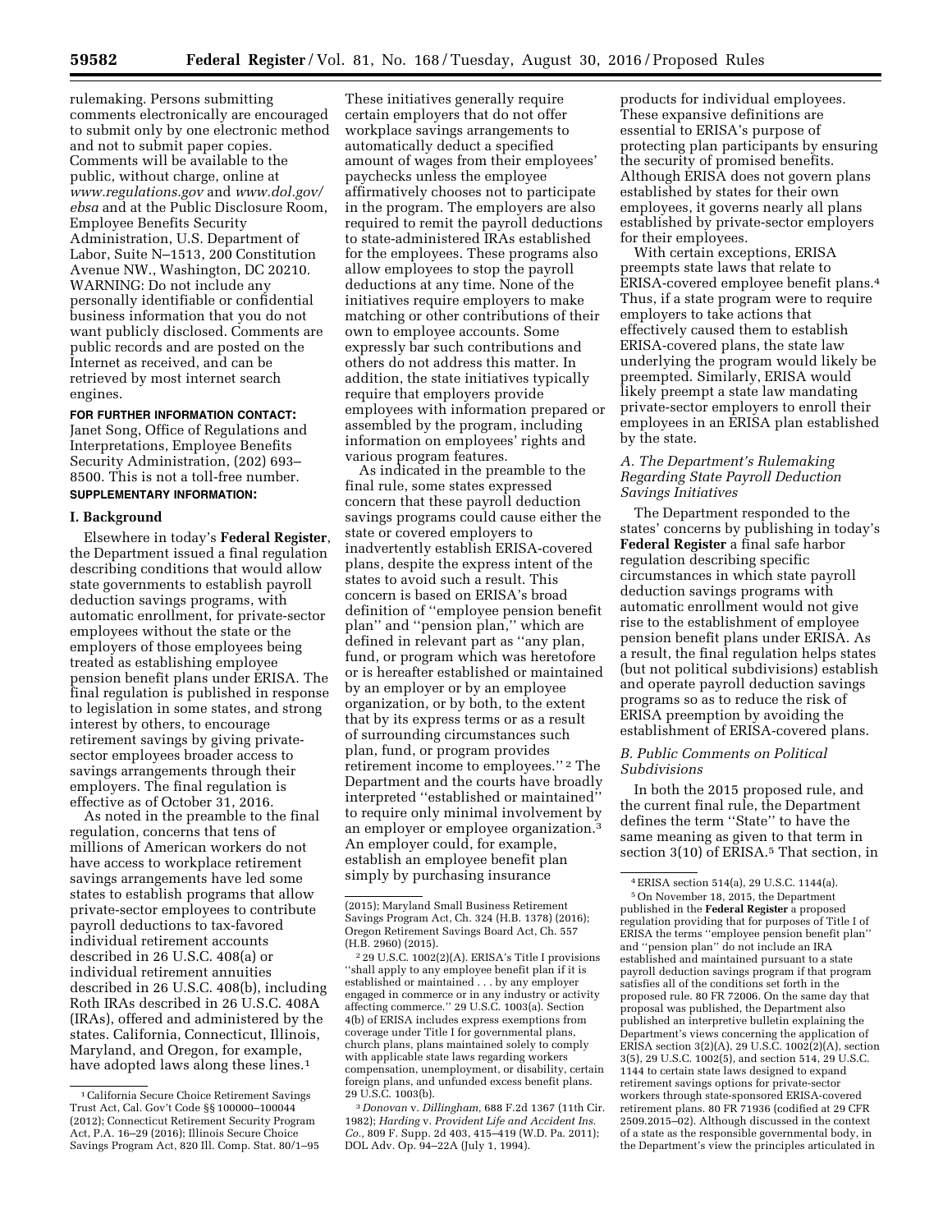rulemaking. Persons submitting comments electronically are encouraged to submit only by one electronic method and not to submit paper copies. Comments will be available to the public, without charge, online at *www.regulations.gov* and *www.dol.gov/ebsa* and at the Public Disclosure Room, Employee Benefits Security Administration, U.S. Department of Labor, Suite N–1513, 200 Constitution Avenue NW., Washington, DC 20210. WARNING: Do not include any personally identifiable or confidential business information that you do not want publicly disclosed. Comments are public records and are posted on the Internet as received, and can be retrieved by most internet search engines.

**FOR FURTHER INFORMATION CONTACT:** Janet Song, Office of Regulations and Interpretations, Employee Benefits Security Administration, (202) 693–8500. This is not a toll-free number.

**SUPPLEMENTARY INFORMATION:**

## I. Background

Elsewhere in today's **Federal Register**, the Department issued a final regulation describing conditions that would allow state governments to establish payroll deduction savings programs, with automatic enrollment, for private-sector employees without the state or the employers of those employees being treated as establishing employee pension benefit plans under ERISA. The final regulation is published in response to legislation in some states, and strong interest by others, to encourage retirement savings by giving private-sector employees broader access to savings arrangements through their employers. The final regulation is effective as of October 31, 2016.

As noted in the preamble to the final regulation, concerns that tens of millions of American workers do not have access to workplace retirement savings arrangements have led some states to establish programs that allow private-sector employees to contribute payroll deductions to tax-favored individual retirement accounts described in 26 U.S.C. 408(a) or individual retirement annuities described in 26 U.S.C. 408(b), including Roth IRAs described in 26 U.S.C. 408A (IRAs), offered and administered by the states. California, Connecticut, Illinois, Maryland, and Oregon, for example, have adopted laws along these lines.[1] These initiatives generally require certain employers that do not offer workplace savings arrangements to automatically deduct a specified amount of wages from their employees' paychecks unless the employee affirmatively chooses not to participate in the program. The employers are also required to remit the payroll deductions to state-administered IRAs established for the employees. These programs also allow employees to stop the payroll deductions at any time. None of the initiatives require employers to make matching or other contributions of their own to employee accounts. Some expressly bar such contributions and others do not address this matter. In addition, the state initiatives typically require that employers provide employees with information prepared or assembled by the program, including information on employees' rights and various program features.

As indicated in the preamble to the final rule, some states expressed concern that these payroll deduction savings programs could cause either the state or covered employers to inadvertently establish ERISA-covered plans, despite the express intent of the states to avoid such a result. This concern is based on ERISA's broad definition of ''employee pension benefit plan'' and ''pension plan,'' which are defined in relevant part as ''any plan, fund, or program which was heretofore or is hereafter established or maintained by an employer or by an employee organization, or by both, to the extent that by its express terms or as a result of surrounding circumstances such plan, fund, or program provides retirement income to employees.''[2] The Department and the courts have broadly interpreted ''established or maintained'' to require only minimal involvement by an employer or employee organization.[3] An employer could, for example, establish an employee benefit plan simply by purchasing insurance products for individual employees. These expansive definitions are essential to ERISA's purpose of protecting plan participants by ensuring the security of promised benefits. Although ERISA does not govern plans established by states for their own employees, it governs nearly all plans established by private-sector employers for their employees.

With certain exceptions, ERISA preempts state laws that relate to ERISA-covered employee benefit plans.[4] Thus, if a state program were to require employers to take actions that effectively caused them to establish ERISA-covered plans, the state law underlying the program would likely be preempted. Similarly, ERISA would likely preempt a state law mandating private-sector employers to enroll their employees in an ERISA plan established by the state.

### A. The Department's Rulemaking Regarding State Payroll Deduction Savings Initiatives

The Department responded to the states' concerns by publishing in today's **Federal Register** a final safe harbor regulation describing specific circumstances in which state payroll deduction savings programs with automatic enrollment would not give rise to the establishment of employee pension benefit plans under ERISA. As a result, the final regulation helps states (but not political subdivisions) establish and operate payroll deduction savings programs so as to reduce the risk of ERISA preemption by avoiding the establishment of ERISA-covered plans.

### B. Public Comments on Political Subdivisions

In both the 2015 proposed rule, and the current final rule, the Department defines the term ''State'' to have the same meaning as given to that term in section 3(10) of ERISA.[5] That section, in

---

[1] California Secure Choice Retirement Savings Trust Act, Cal. Gov't Code §§ 100000–100044 (2012); Connecticut Retirement Security Program Act, P.A. 16–29 (2016); Illinois Secure Choice Savings Program Act, 820 Ill. Comp. Stat. 80/1–95 (2015); Maryland Small Business Retirement Savings Program Act, Ch. 324 (H.B. 1378) (2016); Oregon Retirement Savings Board Act, Ch. 557 (H.B. 2960) (2015).

[2] 29 U.S.C. 1002(2)(A). ERISA's Title I provisions ''shall apply to any employee benefit plan if it is established or maintained . . . by any employer engaged in commerce or in any industry or activity affecting commerce.'' 29 U.S.C. 1003(a). Section 4(b) of ERISA includes express exemptions from coverage under Title I for governmental plans, church plans, plans maintained solely to comply with applicable state laws regarding workers compensation, unemployment, or disability, certain foreign plans, and unfunded excess benefit plans. 29 U.S.C. 1003(b).

[3] *Donovan* v. *Dillingham,* 688 F.2d 1367 (11th Cir. 1982); *Harding* v. *Provident Life and Accident Ins. Co.,* 809 F. Supp. 2d 403, 415–419 (W.D. Pa. 2011); DOL Adv. Op. 94–22A (July 1, 1994).

[4] ERISA section 514(a), 29 U.S.C. 1144(a).

[5] On November 18, 2015, the Department published in the **Federal Register** a proposed regulation providing that for purposes of Title I of ERISA the terms ''employee pension benefit plan'' and ''pension plan'' do not include an IRA established and maintained pursuant to a state payroll deduction savings program if that program satisfies all of the conditions set forth in the proposed rule. 80 FR 72006. On the same day that proposal was published, the Department also published an interpretive bulletin explaining the Department's views concerning the application of ERISA section 3(2)(A), 29 U.S.C. 1002(2)(A), section 3(5), 29 U.S.C. 1002(5), and section 514, 29 U.S.C. 1144 to certain state laws designed to expand retirement savings options for private-sector workers through state-sponsored ERISA-covered retirement plans. 80 FR 71936 (codified at 29 CFR 2509.2015–02). Although discussed in the context of a state as the responsible governmental body, in the Department's view the principles articulated in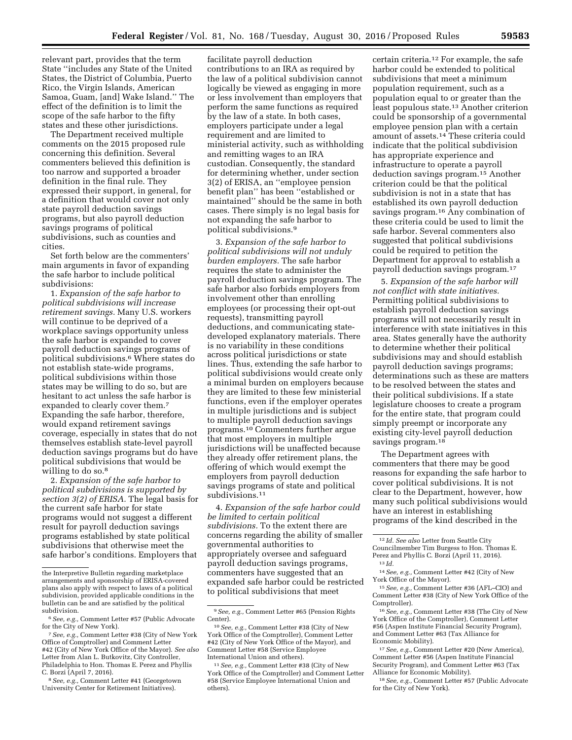relevant part, provides that the term State ''includes any State of the United States, the District of Columbia, Puerto Rico, the Virgin Islands, American Samoa, Guam, [and] Wake Island.'' The effect of the definition is to limit the scope of the safe harbor to the fifty states and these other jurisdictions.

The Department received multiple comments on the 2015 proposed rule concerning this definition. Several commenters believed this definition is too narrow and supported a broader definition in the final rule. They expressed their support, in general, for a definition that would cover not only state payroll deduction savings programs, but also payroll deduction savings programs of political subdivisions, such as counties and cities.

Set forth below are the commenters' main arguments in favor of expanding the safe harbor to include political subdivisions:

1. *Expansion of the safe harbor to political subdivisions will increase retirement savings.* Many U.S. workers will continue to be deprived of a workplace savings opportunity unless the safe harbor is expanded to cover payroll deduction savings programs of political subdivisions.[6] Where states do not establish state-wide programs, political subdivisions within those states may be willing to do so, but are hesitant to act unless the safe harbor is expanded to clearly cover them.[7] Expanding the safe harbor, therefore, would expand retirement savings coverage, especially in states that do not themselves establish state-level payroll deduction savings programs but do have political subdivisions that would be willing to do so.[8]

2. *Expansion of the safe harbor to political subdivisions is supported by section 3(2) of ERISA.* The legal basis for the current safe harbor for state programs would not suggest a different result for payroll deduction savings programs established by state political subdivisions that otherwise meet the safe harbor's conditions. Employers that facilitate payroll deduction contributions to an IRA as required by the law of a political subdivision cannot logically be viewed as engaging in more or less involvement than employers that perform the same functions as required by the law of a state. In both cases, employers participate under a legal requirement and are limited to ministerial activity, such as withholding and remitting wages to an IRA custodian. Consequently, the standard for determining whether, under section 3(2) of ERISA, an ''employee pension benefit plan'' has been ''established or maintained'' should be the same in both cases. There simply is no legal basis for not expanding the safe harbor to political subdivisions.[9]

3. *Expansion of the safe harbor to political subdivisions will not unduly burden employers.* The safe harbor requires the state to administer the payroll deduction savings program. The safe harbor also forbids employers from involvement other than enrolling employees (or processing their opt-out requests), transmitting payroll deductions, and communicating state-developed explanatory materials. There is no variability in these conditions across political jurisdictions or state lines. Thus, extending the safe harbor to political subdivisions would create only a minimal burden on employers because they are limited to these few ministerial functions, even if the employer operates in multiple jurisdictions and is subject to multiple payroll deduction savings programs.[10] Commenters further argue that most employers in multiple jurisdictions will be unaffected because they already offer retirement plans, the offering of which would exempt the employers from payroll deduction savings programs of state and political subdivisions.[11]

4. *Expansion of the safe harbor could be limited to certain political subdivisions.* To the extent there are concerns regarding the ability of smaller governmental authorities to appropriately oversee and safeguard payroll deduction savings programs, commenters have suggested that an expanded safe harbor could be restricted to political subdivisions that meet certain criteria.[12] For example, the safe harbor could be extended to political subdivisions that meet a minimum population requirement, such as a population equal to or greater than the least populous state.[13] Another criterion could be sponsorship of a governmental employee pension plan with a certain amount of assets.[14] These criteria could indicate that the political subdivision has appropriate experience and infrastructure to operate a payroll deduction savings program.[15] Another criterion could be that the political subdivision is not in a state that has established its own payroll deduction savings program.[16] Any combination of these criteria could be used to limit the safe harbor. Several commenters also suggested that political subdivisions could be required to petition the Department for approval to establish a payroll deduction savings program.[17]

5. *Expansion of the safe harbor will not conflict with state initiatives.* Permitting political subdivisions to establish payroll deduction savings programs will not necessarily result in interference with state initiatives in this area. States generally have the authority to determine whether their political subdivisions may and should establish payroll deduction savings programs; determinations such as these are matters to be resolved between the states and their political subdivisions. If a state legislature chooses to create a program for the entire state, that program could simply preempt or incorporate any existing city-level payroll deduction savings program.[18]

The Department agrees with commenters that there may be good reasons for expanding the safe harbor to cover political subdivisions. It is not clear to the Department, however, how many such political subdivisions would have an interest in establishing programs of the kind described in the

---

the Interpretive Bulletin regarding marketplace arrangements and sponsorship of ERISA-covered plans also apply with respect to laws of a political subdivision, provided applicable conditions in the bulletin can be and are satisfied by the political subdivision.

[6] *See, e.g.,* Comment Letter #57 (Public Advocate for the City of New York).

[7] *See, e.g.,* Comment Letter #38 (City of New York Office of Comptroller) and Comment Letter #42 (City of New York Office of the Mayor). *See also* Letter from Alan L. Butkovitz, City Controller, Philadelphia to Hon. Thomas E. Perez and Phyllis C. Borzi (April 7, 2016).

[8] *See, e.g.,* Comment Letter #41 (Georgetown University Center for Retirement Initiatives).

[9] *See, e.g.,* Comment Letter #65 (Pension Rights Center).

[10] *See, e.g.,* Comment Letter #38 (City of New York Office of the Comptroller), Comment Letter #42 (City of New York Office of the Mayor), and Comment Letter #58 (Service Employee International Union and others).

[11] *See, e.g.,* Comment Letter #38 (City of New York Office of the Comptroller) and Comment Letter #58 (Service Employee International Union and others).

[12] *Id. See also* Letter from Seattle City Councilmember Tim Burgess to Hon. Thomas E. Perez and Phyllis C. Borzi (April 11, 2016).

[13] *Id.*

[14] *See, e.g.,* Comment Letter #42 (City of New York Office of the Mayor).

[15] *See, e.g.,* Comment Letter #36 (AFL–CIO) and Comment Letter #38 (City of New York Office of the Comptroller).

[16] *See, e.g.,* Comment Letter #38 (The City of New York Office of the Comptroller), Comment Letter #56 (Aspen Institute Financial Security Program), and Comment Letter #63 (Tax Alliance for Economic Mobility).

[17] *See, e.g.,* Comment Letter #20 (New America), Comment Letter #56 (Aspen Institute Financial Security Program), and Comment Letter #63 (Tax Alliance for Economic Mobility).

[18] *See, e.g.,* Comment Letter #57 (Public Advocate for the City of New York).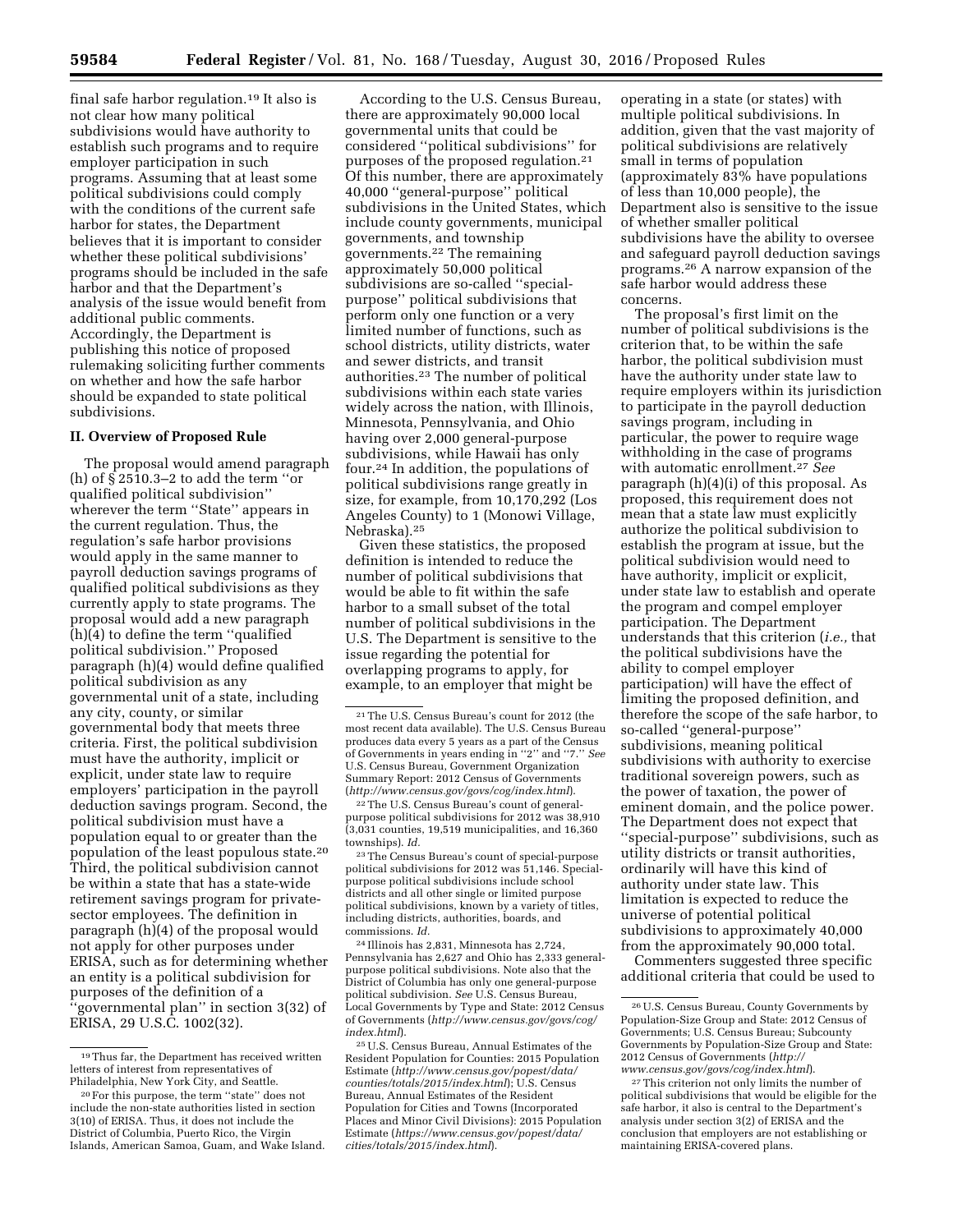final safe harbor regulation.[19] It also is not clear how many political subdivisions would have authority to establish such programs and to require employer participation in such programs. Assuming that at least some political subdivisions could comply with the conditions of the current safe harbor for states, the Department believes that it is important to consider whether these political subdivisions' programs should be included in the safe harbor and that the Department's analysis of the issue would benefit from additional public comments. Accordingly, the Department is publishing this notice of proposed rulemaking soliciting further comments on whether and how the safe harbor should be expanded to state political subdivisions.

## II. Overview of Proposed Rule

The proposal would amend paragraph (h) of § 2510.3–2 to add the term ''or qualified political subdivision'' wherever the term ''State'' appears in the current regulation. Thus, the regulation's safe harbor provisions would apply in the same manner to payroll deduction savings programs of qualified political subdivisions as they currently apply to state programs. The proposal would add a new paragraph (h)(4) to define the term ''qualified political subdivision.'' Proposed paragraph (h)(4) would define qualified political subdivision as any governmental unit of a state, including any city, county, or similar governmental body that meets three criteria. First, the political subdivision must have the authority, implicit or explicit, under state law to require employers' participation in the payroll deduction savings program. Second, the political subdivision must have a population equal to or greater than the population of the least populous state.[20] Third, the political subdivision cannot be within a state that has a state-wide retirement savings program for private-sector employees. The definition in paragraph (h)(4) of the proposal would not apply for other purposes under ERISA, such as for determining whether an entity is a political subdivision for purposes of the definition of a ''governmental plan'' in section 3(32) of ERISA, 29 U.S.C. 1002(32).

According to the U.S. Census Bureau, there are approximately 90,000 local governmental units that could be considered ''political subdivisions'' for purposes of the proposed regulation.[21] Of this number, there are approximately 40,000 ''general-purpose'' political subdivisions in the United States, which include county governments, municipal governments, and township governments.[22] The remaining approximately 50,000 political subdivisions are so-called ''special-purpose'' political subdivisions that perform only one function or a very limited number of functions, such as school districts, utility districts, water and sewer districts, and transit authorities.[23] The number of political subdivisions within each state varies widely across the nation, with Illinois, Minnesota, Pennsylvania, and Ohio having over 2,000 general-purpose subdivisions, while Hawaii has only four.[24] In addition, the populations of political subdivisions range greatly in size, for example, from 10,170,292 (Los Angeles County) to 1 (Monowi Village, Nebraska).[25]

Given these statistics, the proposed definition is intended to reduce the number of political subdivisions that would be able to fit within the safe harbor to a small subset of the total number of political subdivisions in the U.S. The Department is sensitive to the issue regarding the potential for overlapping programs to apply, for example, to an employer that might be operating in a state (or states) with multiple political subdivisions. In addition, given that the vast majority of political subdivisions are relatively small in terms of population (approximately 83% have populations of less than 10,000 people), the Department also is sensitive to the issue of whether smaller political subdivisions have the ability to oversee and safeguard payroll deduction savings programs.[26] A narrow expansion of the safe harbor would address these concerns.

The proposal's first limit on the number of political subdivisions is the criterion that, to be within the safe harbor, the political subdivision must have the authority under state law to require employers within its jurisdiction to participate in the payroll deduction savings program, including in particular, the power to require wage withholding in the case of programs with automatic enrollment.[27] *See* paragraph (h)(4)(i) of this proposal. As proposed, this requirement does not mean that a state law must explicitly authorize the political subdivision to establish the program at issue, but the political subdivision would need to have authority, implicit or explicit, under state law to establish and operate the program and compel employer participation. The Department understands that this criterion (*i.e.,* that the political subdivisions have the ability to compel employer participation) will have the effect of limiting the proposed definition, and therefore the scope of the safe harbor, to so-called ''general-purpose'' subdivisions, meaning political subdivisions with authority to exercise traditional sovereign powers, such as the power of taxation, the power of eminent domain, and the police power. The Department does not expect that ''special-purpose'' subdivisions, such as utility districts or transit authorities, ordinarily will have this kind of authority under state law. This limitation is expected to reduce the universe of potential political subdivisions to approximately 40,000 from the approximately 90,000 total.

Commenters suggested three specific additional criteria that could be used to

---

[19] Thus far, the Department has received written letters of interest from representatives of Philadelphia, New York City, and Seattle.

[20] For this purpose, the term ''state'' does not include the non-state authorities listed in section 3(10) of ERISA. Thus, it does not include the District of Columbia, Puerto Rico, the Virgin Islands, American Samoa, Guam, and Wake Island.

[21] The U.S. Census Bureau's count for 2012 (the most recent data available). The U.S. Census Bureau produces data every 5 years as a part of the Census of Governments in years ending in ''2'' and ''7.'' *See* U.S. Census Bureau, Government Organization Summary Report: 2012 Census of Governments (*http://www.census.gov/govs/cog/index.html*).

[22] The U.S. Census Bureau's count of general-purpose political subdivisions for 2012 was 38,910 (3,031 counties, 19,519 municipalities, and 16,360 townships). *Id.*

[23] The Census Bureau's count of special-purpose political subdivisions for 2012 was 51,146. Special-purpose political subdivisions include school districts and all other single or limited purpose political subdivisions, known by a variety of titles, including districts, authorities, boards, and commissions. *Id.*

[24] Illinois has 2,831, Minnesota has 2,724, Pennsylvania has 2,627 and Ohio has 2,333 general-purpose political subdivisions. Note also that the District of Columbia has only one general-purpose political subdivision. *See* U.S. Census Bureau, Local Governments by Type and State: 2012 Census of Governments (*http://www.census.gov/govs/cog/index.html*).

[25] U.S. Census Bureau, Annual Estimates of the Resident Population for Counties: 2015 Population Estimate (*http://www.census.gov/popest/data/counties/totals/2015/index.html*); U.S. Census Bureau, Annual Estimates of the Resident Population for Cities and Towns (Incorporated Places and Minor Civil Divisions): 2015 Population Estimate (*https://www.census.gov/popest/data/cities/totals/2015/index.html*).

[26] U.S. Census Bureau, County Governments by Population-Size Group and State: 2012 Census of Governments; U.S. Census Bureau; Subcounty Governments by Population-Size Group and State: 2012 Census of Governments (*http://www.census.gov/govs/cog/index.html*).

[27] This criterion not only limits the number of political subdivisions that would be eligible for the safe harbor, it also is central to the Department's analysis under section 3(2) of ERISA and the conclusion that employers are not establishing or maintaining ERISA-covered plans.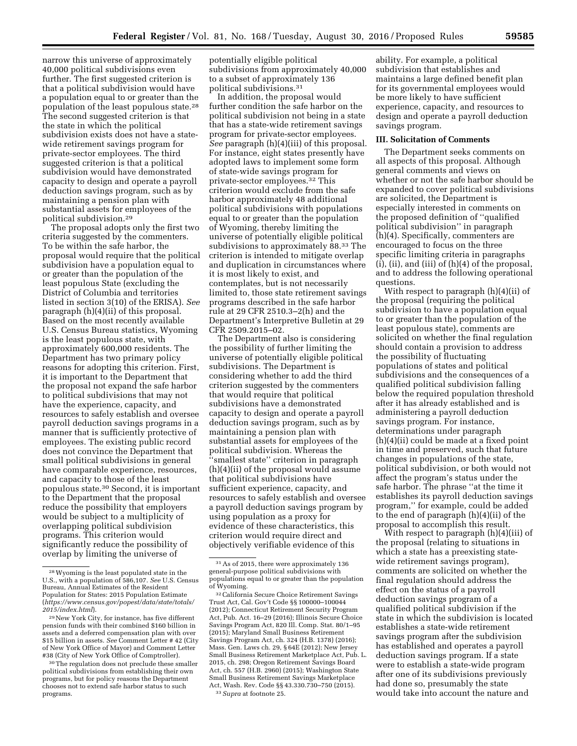narrow this universe of approximately 40,000 political subdivisions even further. The first suggested criterion is that a political subdivision would have a population equal to or greater than the population of the least populous state.[28] The second suggested criterion is that the state in which the political subdivision exists does not have a state-wide retirement savings program for private-sector employees. The third suggested criterion is that a political subdivision would have demonstrated capacity to design and operate a payroll deduction savings program, such as by maintaining a pension plan with substantial assets for employees of the political subdivision.[29]

The proposal adopts only the first two criteria suggested by the commenters. To be within the safe harbor, the proposal would require that the political subdivision have a population equal to or greater than the population of the least populous State (excluding the District of Columbia and territories listed in section 3(10) of the ERISA). *See* paragraph (h)(4)(ii) of this proposal. Based on the most recently available U.S. Census Bureau statistics, Wyoming is the least populous state, with approximately 600,000 residents. The Department has two primary policy reasons for adopting this criterion. First, it is important to the Department that the proposal not expand the safe harbor to political subdivisions that may not have the experience, capacity, and resources to safely establish and oversee payroll deduction savings programs in a manner that is sufficiently protective of employees. The existing public record does not convince the Department that small political subdivisions in general have comparable experience, resources, and capacity to those of the least populous state.[30] Second, it is important to the Department that the proposal reduce the possibility that employers would be subject to a multiplicity of overlapping political subdivision programs. This criterion would significantly reduce the possibility of overlap by limiting the universe of potentially eligible political subdivisions from approximately 40,000 to a subset of approximately 136 political subdivisions.[31]

In addition, the proposal would further condition the safe harbor on the political subdivision not being in a state that has a state-wide retirement savings program for private-sector employees. *See* paragraph (h)(4)(iii) of this proposal. For instance, eight states presently have adopted laws to implement some form of state-wide savings program for private-sector employees.[32] This criterion would exclude from the safe harbor approximately 48 additional political subdivisions with populations equal to or greater than the population of Wyoming, thereby limiting the universe of potentially eligible political subdivisions to approximately 88.[33] The criterion is intended to mitigate overlap and duplication in circumstances where it is most likely to exist, and contemplates, but is not necessarily limited to, those state retirement savings programs described in the safe harbor rule at 29 CFR 2510.3–2(h) and the Department's Interpretive Bulletin at 29 CFR 2509.2015–02.

The Department also is considering the possibility of further limiting the universe of potentially eligible political subdivisions. The Department is considering whether to add the third criterion suggested by the commenters that would require that political subdivisions have a demonstrated capacity to design and operate a payroll deduction savings program, such as by maintaining a pension plan with substantial assets for employees of the political subdivision. Whereas the "smallest state" criterion in paragraph (h)(4)(ii) of the proposal would assume that political subdivisions have sufficient experience, capacity, and resources to safely establish and oversee a payroll deduction savings program by using population as a proxy for evidence of these characteristics, this criterion would require direct and objectively verifiable evidence of this ability. For example, a political subdivision that establishes and maintains a large defined benefit plan for its governmental employees would be more likely to have sufficient experience, capacity, and resources to design and operate a payroll deduction savings program.

## III. Solicitation of Comments

The Department seeks comments on all aspects of this proposal. Although general comments and views on whether or not the safe harbor should be expanded to cover political subdivisions are solicited, the Department is especially interested in comments on the proposed definition of "qualified political subdivision" in paragraph (h)(4). Specifically, commenters are encouraged to focus on the three specific limiting criteria in paragraphs (i), (ii), and (iii) of (h)(4) of the proposal, and to address the following operational questions.

With respect to paragraph (h)(4)(ii) of the proposal (requiring the political subdivision to have a population equal to or greater than the population of the least populous state), comments are solicited on whether the final regulation should contain a provision to address the possibility of fluctuating populations of states and political subdivisions and the consequences of a qualified political subdivision falling below the required population threshold after it has already established and is administering a payroll deduction savings program. For instance, determinations under paragraph (h)(4)(ii) could be made at a fixed point in time and preserved, such that future changes in populations of the state, political subdivision, or both would not affect the program's status under the safe harbor. The phrase "at the time it establishes its payroll deduction savings program," for example, could be added to the end of paragraph (h)(4)(ii) of the proposal to accomplish this result.

With respect to paragraph (h)(4)(iii) of the proposal (relating to situations in which a state has a preexisting state-wide retirement savings program), comments are solicited on whether the final regulation should address the effect on the status of a payroll deduction savings program of a qualified political subdivision if the state in which the subdivision is located establishes a state-wide retirement savings program after the subdivision has established and operates a payroll deduction savings program. If a state were to establish a state-wide program after one of its subdivisions previously had done so, presumably the state would take into account the nature and

---

[28] Wyoming is the least populated state in the U.S., with a population of 586,107. *See* U.S. Census Bureau, Annual Estimates of the Resident Population for States: 2015 Population Estimate (*https://www.census.gov/popest/data/state/totals/2015/index.html*).

[29] New York City, for instance, has five different pension funds with their combined $160 billion in assets and a deferred compensation plan with over $15 billion in assets. *See* Comment Letter # 42 (City of New York Office of Mayor) and Comment Letter #38 (City of New York Office of Comptroller).

[30] The regulation does not preclude these smaller political subdivisions from establishing their own programs, but for policy reasons the Department chooses not to extend safe harbor status to such programs.

[31] As of 2015, there were approximately 136 general-purpose political subdivisions with populations equal to or greater than the population of Wyoming.

[32] California Secure Choice Retirement Savings Trust Act, Cal. Gov't Code §§ 100000–100044 (2012); Connecticut Retirement Security Program Act, Pub. Act. 16–29 (2016); Illinois Secure Choice Savings Program Act, 820 Ill. Comp. Stat. 80/1–95 (2015); Maryland Small Business Retirement Savings Program Act, ch. 324 (H.B. 1378) (2016); Mass. Gen. Laws ch. 29, § 64E (2012); New Jersey Small Business Retirement Marketplace Act, Pub. L. 2015, ch. 298; Oregon Retirement Savings Board Act, ch. 557 (H.B. 2960) (2015); Washington State Small Business Retirement Savings Marketplace Act, Wash. Rev. Code §§ 43.330.730–750 (2015).

[33] *Supra* at footnote 25.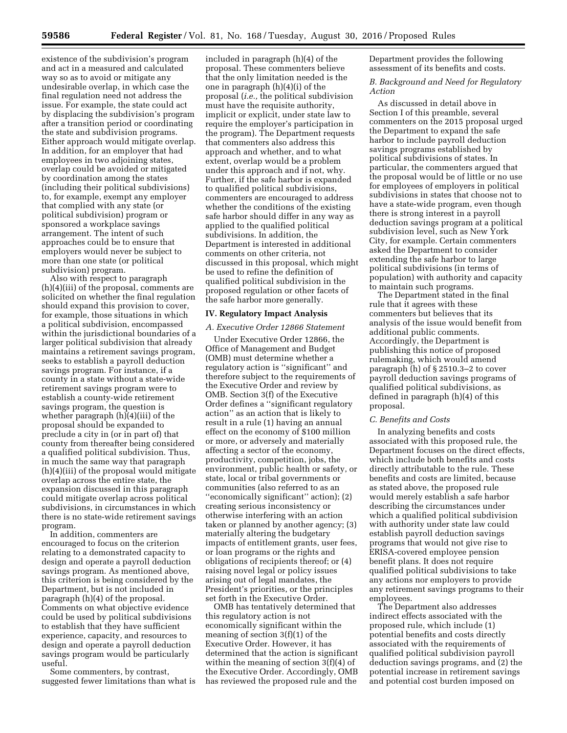existence of the subdivision's program and act in a measured and calculated way so as to avoid or mitigate any undesirable overlap, in which case the final regulation need not address the issue. For example, the state could act by displacing the subdivision's program after a transition period or coordinating the state and subdivision programs. Either approach would mitigate overlap. In addition, for an employer that had employees in two adjoining states, overlap could be avoided or mitigated by coordination among the states (including their political subdivisions) to, for example, exempt any employer that complied with any state (or political subdivision) program or sponsored a workplace savings arrangement. The intent of such approaches could be to ensure that employers would never be subject to more than one state (or political subdivision) program.

Also with respect to paragraph (h)(4)(iii) of the proposal, comments are solicited on whether the final regulation should expand this provision to cover, for example, those situations in which a political subdivision, encompassed within the jurisdictional boundaries of a larger political subdivision that already maintains a retirement savings program, seeks to establish a payroll deduction savings program. For instance, if a county in a state without a state-wide retirement savings program were to establish a county-wide retirement savings program, the question is whether paragraph (h)(4)(iii) of the proposal should be expanded to preclude a city in (or in part of) that county from thereafter being considered a qualified political subdivision. Thus, in much the same way that paragraph (h)(4)(iii) of the proposal would mitigate overlap across the entire state, the expansion discussed in this paragraph could mitigate overlap across political subdivisions, in circumstances in which there is no state-wide retirement savings program.

In addition, commenters are encouraged to focus on the criterion relating to a demonstrated capacity to design and operate a payroll deduction savings program. As mentioned above, this criterion is being considered by the Department, but is not included in paragraph (h)(4) of the proposal. Comments on what objective evidence could be used by political subdivisions to establish that they have sufficient experience, capacity, and resources to design and operate a payroll deduction savings program would be particularly useful.

Some commenters, by contrast, suggested fewer limitations than what is included in paragraph (h)(4) of the proposal. These commenters believe that the only limitation needed is the one in paragraph (h)(4)(i) of the proposal (*i.e.,* the political subdivision must have the requisite authority, implicit or explicit, under state law to require the employer's participation in the program). The Department requests that commenters also address this approach and whether, and to what extent, overlap would be a problem under this approach and if not, why. Further, if the safe harbor is expanded to qualified political subdivisions, commenters are encouraged to address whether the conditions of the existing safe harbor should differ in any way as applied to the qualified political subdivisions. In addition, the Department is interested in additional comments on other criteria, not discussed in this proposal, which might be used to refine the definition of qualified political subdivision in the proposed regulation or other facets of the safe harbor more generally.

## IV. Regulatory Impact Analysis

### *A. Executive Order 12866 Statement*

Under Executive Order 12866, the Office of Management and Budget (OMB) must determine whether a regulatory action is "significant" and therefore subject to the requirements of the Executive Order and review by OMB. Section 3(f) of the Executive Order defines a "significant regulatory action" as an action that is likely to result in a rule (1) having an annual effect on the economy of $100 million or more, or adversely and materially affecting a sector of the economy, productivity, competition, jobs, the environment, public health or safety, or state, local or tribal governments or communities (also referred to as an "economically significant" action); (2) creating serious inconsistency or otherwise interfering with an action taken or planned by another agency; (3) materially altering the budgetary impacts of entitlement grants, user fees, or loan programs or the rights and obligations of recipients thereof; or (4) raising novel legal or policy issues arising out of legal mandates, the President's priorities, or the principles set forth in the Executive Order.

OMB has tentatively determined that this regulatory action is not economically significant within the meaning of section 3(f)(1) of the Executive Order. However, it has determined that the action is significant within the meaning of section 3(f)(4) of the Executive Order. Accordingly, OMB has reviewed the proposed rule and the Department provides the following assessment of its benefits and costs.

### *B. Background and Need for Regulatory Action*

As discussed in detail above in Section I of this preamble, several commenters on the 2015 proposal urged the Department to expand the safe harbor to include payroll deduction savings programs established by political subdivisions of states. In particular, the commenters argued that the proposal would be of little or no use for employees of employers in political subdivisions in states that choose not to have a state-wide program, even though there is strong interest in a payroll deduction savings program at a political subdivision level, such as New York City, for example. Certain commenters asked the Department to consider extending the safe harbor to large political subdivisions (in terms of population) with authority and capacity to maintain such programs.

The Department stated in the final rule that it agrees with these commenters but believes that its analysis of the issue would benefit from additional public comments. Accordingly, the Department is publishing this notice of proposed rulemaking, which would amend paragraph (h) of § 2510.3–2 to cover payroll deduction savings programs of qualified political subdivisions, as defined in paragraph (h)(4) of this proposal.

### *C. Benefits and Costs*

In analyzing benefits and costs associated with this proposed rule, the Department focuses on the direct effects, which include both benefits and costs directly attributable to the rule. These benefits and costs are limited, because as stated above, the proposed rule would merely establish a safe harbor describing the circumstances under which a qualified political subdivision with authority under state law could establish payroll deduction savings programs that would not give rise to ERISA-covered employee pension benefit plans. It does not require qualified political subdivisions to take any actions nor employers to provide any retirement savings programs to their employees.

The Department also addresses indirect effects associated with the proposed rule, which include (1) potential benefits and costs directly associated with the requirements of qualified political subdivision payroll deduction savings programs, and (2) the potential increase in retirement savings and potential cost burden imposed on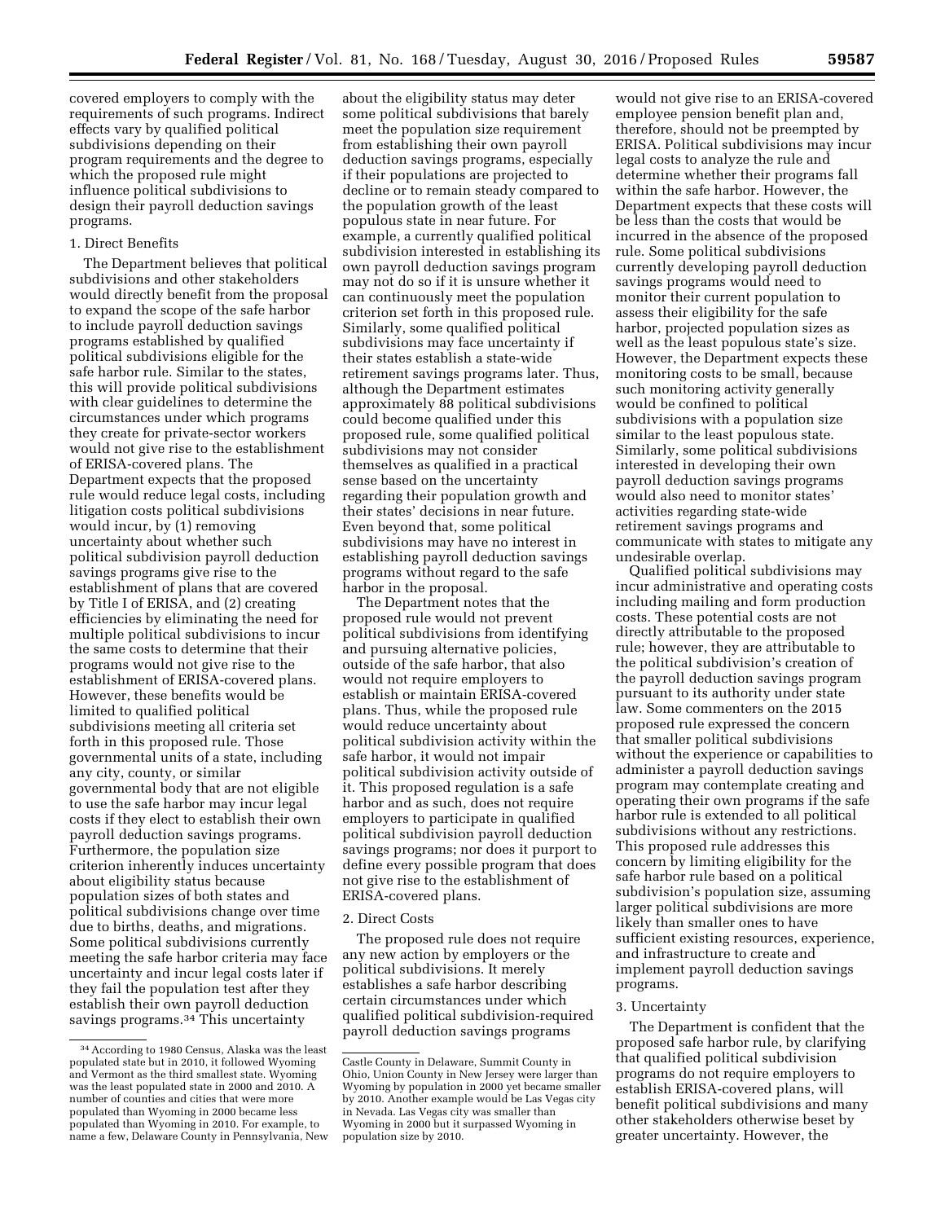covered employers to comply with the requirements of such programs. Indirect effects vary by qualified political subdivisions depending on their program requirements and the degree to which the proposed rule might influence political subdivisions to design their payroll deduction savings programs.

1. Direct Benefits

The Department believes that political subdivisions and other stakeholders would directly benefit from the proposal to expand the scope of the safe harbor to include payroll deduction savings programs established by qualified political subdivisions eligible for the safe harbor rule. Similar to the states, this will provide political subdivisions with clear guidelines to determine the circumstances under which programs they create for private-sector workers would not give rise to the establishment of ERISA-covered plans. The Department expects that the proposed rule would reduce legal costs, including litigation costs political subdivisions would incur, by (1) removing uncertainty about whether such political subdivision payroll deduction savings programs give rise to the establishment of plans that are covered by Title I of ERISA, and (2) creating efficiencies by eliminating the need for multiple political subdivisions to incur the same costs to determine that their programs would not give rise to the establishment of ERISA-covered plans. However, these benefits would be limited to qualified political subdivisions meeting all criteria set forth in this proposed rule. Those governmental units of a state, including any city, county, or similar governmental body that are not eligible to use the safe harbor may incur legal costs if they elect to establish their own payroll deduction savings programs. Furthermore, the population size criterion inherently induces uncertainty about eligibility status because population sizes of both states and political subdivisions change over time due to births, deaths, and migrations. Some political subdivisions currently meeting the safe harbor criteria may face uncertainty and incur legal costs later if they fail the population test after they establish their own payroll deduction savings programs.[34] This uncertainty about the eligibility status may deter some political subdivisions that barely meet the population size requirement from establishing their own payroll deduction savings programs, especially if their populations are projected to decline or to remain steady compared to the population growth of the least populous state in near future. For example, a currently qualified political subdivision interested in establishing its own payroll deduction savings program may not do so if it is unsure whether it can continuously meet the population criterion set forth in this proposed rule. Similarly, some qualified political subdivisions may face uncertainty if their states establish a state-wide retirement savings programs later. Thus, although the Department estimates approximately 88 political subdivisions could become qualified under this proposed rule, some qualified political subdivisions may not consider themselves as qualified in a practical sense based on the uncertainty regarding their population growth and their states' decisions in near future. Even beyond that, some political subdivisions may have no interest in establishing payroll deduction savings programs without regard to the safe harbor in the proposal.

The Department notes that the proposed rule would not prevent political subdivisions from identifying and pursuing alternative policies, outside of the safe harbor, that also would not require employers to establish or maintain ERISA-covered plans. Thus, while the proposed rule would reduce uncertainty about political subdivision activity within the safe harbor, it would not impair political subdivision activity outside of it. This proposed regulation is a safe harbor and as such, does not require employers to participate in qualified political subdivision payroll deduction savings programs; nor does it purport to define every possible program that does not give rise to the establishment of ERISA-covered plans.

2. Direct Costs

The proposed rule does not require any new action by employers or the political subdivisions. It merely establishes a safe harbor describing certain circumstances under which qualified political subdivision-required payroll deduction savings programs would not give rise to an ERISA-covered employee pension benefit plan and, therefore, should not be preempted by ERISA. Political subdivisions may incur legal costs to analyze the rule and determine whether their programs fall within the safe harbor. However, the Department expects that these costs will be less than the costs that would be incurred in the absence of the proposed rule. Some political subdivisions currently developing payroll deduction savings programs would need to monitor their current population to assess their eligibility for the safe harbor, projected population sizes as well as the least populous state's size. However, the Department expects these monitoring costs to be small, because such monitoring activity generally would be confined to political subdivisions with a population size similar to the least populous state. Similarly, some political subdivisions interested in developing their own payroll deduction savings programs would also need to monitor states' activities regarding state-wide retirement savings programs and communicate with states to mitigate any undesirable overlap.

Qualified political subdivisions may incur administrative and operating costs including mailing and form production costs. These potential costs are not directly attributable to the proposed rule; however, they are attributable to the political subdivision's creation of the payroll deduction savings program pursuant to its authority under state law. Some commenters on the 2015 proposed rule expressed the concern that smaller political subdivisions without the experience or capabilities to administer a payroll deduction savings program may contemplate creating and operating their own programs if the safe harbor rule is extended to all political subdivisions without any restrictions. This proposed rule addresses this concern by limiting eligibility for the safe harbor rule based on a political subdivision's population size, assuming larger political subdivisions are more likely than smaller ones to have sufficient existing resources, experience, and infrastructure to create and implement payroll deduction savings programs.

3. Uncertainty

The Department is confident that the proposed safe harbor rule, by clarifying that qualified political subdivision programs do not require employers to establish ERISA-covered plans, will benefit political subdivisions and many other stakeholders otherwise beset by greater uncertainty. However, the

[34] According to 1980 Census, Alaska was the least populated state but in 2010, it followed Wyoming and Vermont as the third smallest state. Wyoming was the least populated state in 2000 and 2010. A number of counties and cities that were more populated than Wyoming in 2000 became less populated than Wyoming in 2010. For example, to name a few, Delaware County in Pennsylvania, New Castle County in Delaware, Summit County in Ohio, Union County in New Jersey were larger than Wyoming by population in 2000 yet became smaller by 2010. Another example would be Las Vegas city in Nevada. Las Vegas city was smaller than Wyoming in 2000 but it surpassed Wyoming in population size by 2010.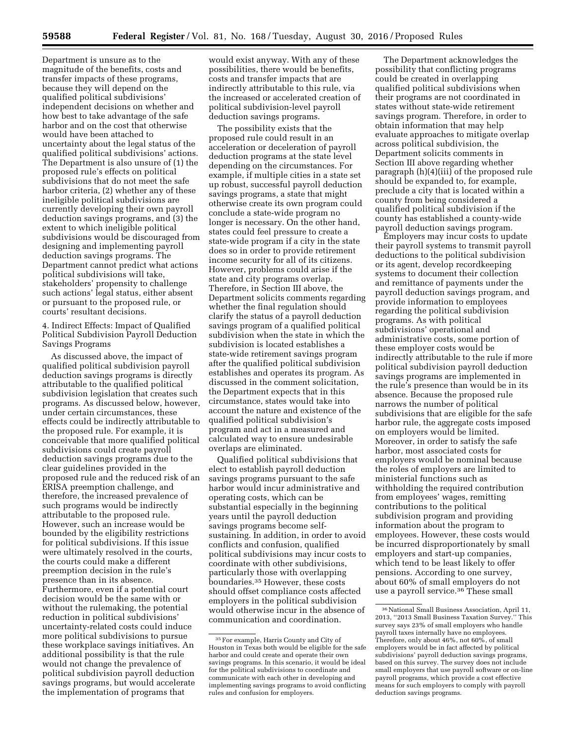Department is unsure as to the magnitude of the benefits, costs and transfer impacts of these programs, because they will depend on the qualified political subdivisions' independent decisions on whether and how best to take advantage of the safe harbor and on the cost that otherwise would have been attached to uncertainty about the legal status of the qualified political subdivisions' actions. The Department is also unsure of (1) the proposed rule's effects on political subdivisions that do not meet the safe harbor criteria, (2) whether any of these ineligible political subdivisions are currently developing their own payroll deduction savings programs, and (3) the extent to which ineligible political subdivisions would be discouraged from designing and implementing payroll deduction savings programs. The Department cannot predict what actions political subdivisions will take, stakeholders' propensity to challenge such actions' legal status, either absent or pursuant to the proposed rule, or courts' resultant decisions.

4. Indirect Effects: Impact of Qualified Political Subdivision Payroll Deduction Savings Programs

As discussed above, the impact of qualified political subdivision payroll deduction savings programs is directly attributable to the qualified political subdivision legislation that creates such programs. As discussed below, however, under certain circumstances, these effects could be indirectly attributable to the proposed rule. For example, it is conceivable that more qualified political subdivisions could create payroll deduction savings programs due to the clear guidelines provided in the proposed rule and the reduced risk of an ERISA preemption challenge, and therefore, the increased prevalence of such programs would be indirectly attributable to the proposed rule. However, such an increase would be bounded by the eligibility restrictions for political subdivisions. If this issue were ultimately resolved in the courts, the courts could make a different preemption decision in the rule's presence than in its absence. Furthermore, even if a potential court decision would be the same with or without the rulemaking, the potential reduction in political subdivisions' uncertainty-related costs could induce more political subdivisions to pursue these workplace savings initiatives. An additional possibility is that the rule would not change the prevalence of political subdivision payroll deduction savings programs, but would accelerate the implementation of programs that would exist anyway. With any of these possibilities, there would be benefits, costs and transfer impacts that are indirectly attributable to this rule, via the increased or accelerated creation of political subdivision-level payroll deduction savings programs.

The possibility exists that the proposed rule could result in an acceleration or deceleration of payroll deduction programs at the state level depending on the circumstances. For example, if multiple cities in a state set up robust, successful payroll deduction savings programs, a state that might otherwise create its own program could conclude a state-wide program no longer is necessary. On the other hand, states could feel pressure to create a state-wide program if a city in the state does so in order to provide retirement income security for all of its citizens. However, problems could arise if the state and city programs overlap. Therefore, in Section III above, the Department solicits comments regarding whether the final regulation should clarify the status of a payroll deduction savings program of a qualified political subdivision when the state in which the subdivision is located establishes a state-wide retirement savings program after the qualified political subdivision establishes and operates its program. As discussed in the comment solicitation, the Department expects that in this circumstance, states would take into account the nature and existence of the qualified political subdivision's program and act in a measured and calculated way to ensure undesirable overlaps are eliminated.

Qualified political subdivisions that elect to establish payroll deduction savings programs pursuant to the safe harbor would incur administrative and operating costs, which can be substantial especially in the beginning years until the payroll deduction savings programs become self-sustaining. In addition, in order to avoid conflicts and confusion, qualified political subdivisions may incur costs to coordinate with other subdivisions, particularly those with overlapping boundaries.[35] However, these costs should offset compliance costs affected employers in the political subdivision would otherwise incur in the absence of communication and coordination.

The Department acknowledges the possibility that conflicting programs could be created in overlapping qualified political subdivisions when their programs are not coordinated in states without state-wide retirement savings program. Therefore, in order to obtain information that may help evaluate approaches to mitigate overlap across political subdivision, the Department solicits comments in Section III above regarding whether paragraph (h)(4)(iii) of the proposed rule should be expanded to, for example, preclude a city that is located within a county from being considered a qualified political subdivision if the county has established a county-wide payroll deduction savings program.

Employers may incur costs to update their payroll systems to transmit payroll deductions to the political subdivision or its agent, develop recordkeeping systems to document their collection and remittance of payments under the payroll deduction savings program, and provide information to employees regarding the political subdivision programs. As with political subdivisions' operational and administrative costs, some portion of these employer costs would be indirectly attributable to the rule if more political subdivision payroll deduction savings programs are implemented in the rule's presence than would be in its absence. Because the proposed rule narrows the number of political subdivisions that are eligible for the safe harbor rule, the aggregate costs imposed on employers would be limited. Moreover, in order to satisfy the safe harbor, most associated costs for employers would be nominal because the roles of employers are limited to ministerial functions such as withholding the required contribution from employees' wages, remitting contributions to the political subdivision program and providing information about the program to employees. However, these costs would be incurred disproportionately by small employers and start-up companies, which tend to be least likely to offer pensions. According to one survey, about 60% of small employers do not use a payroll service.[36] These small

[35] For example, Harris County and City of Houston in Texas both would be eligible for the safe harbor and could create and operate their own savings programs. In this scenario, it would be ideal for the political subdivisions to coordinate and communicate with each other in developing and implementing savings programs to avoid conflicting rules and confusion for employers.

[36] National Small Business Association, April 11, 2013, "2013 Small Business Taxation Survey." This survey says 23% of small employers who handle payroll taxes internally have no employees. Therefore, only about 46%, not 60%, of small employers would be in fact affected by political subdivisions' payroll deduction savings programs, based on this survey. The survey does not include small employers that use payroll software or on-line payroll programs, which provide a cost effective means for such employers to comply with payroll deduction savings programs.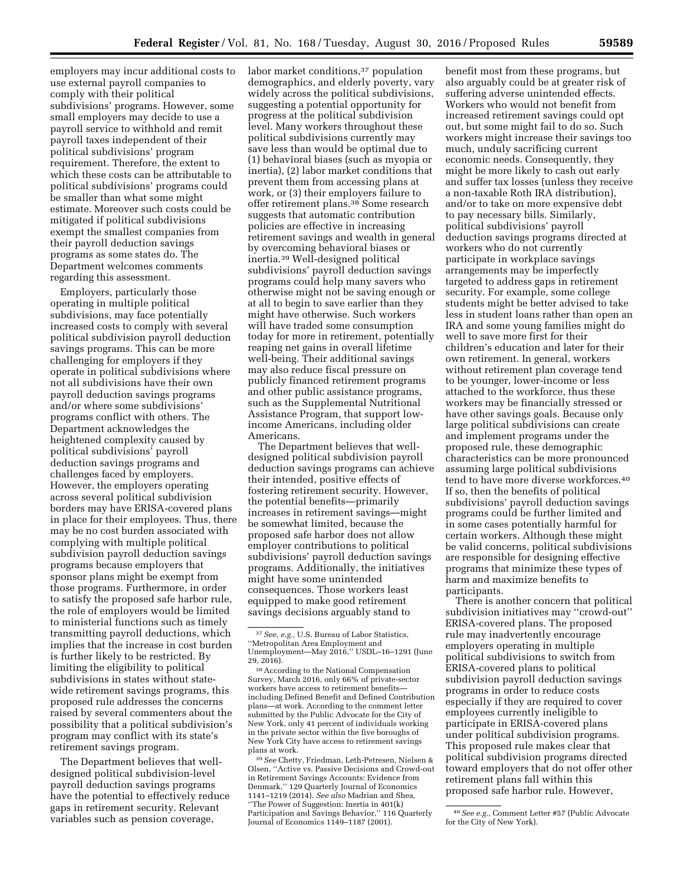employers may incur additional costs to use external payroll companies to comply with their political subdivisions' programs. However, some small employers may decide to use a payroll service to withhold and remit payroll taxes independent of their political subdivisions' program requirement. Therefore, the extent to which these costs can be attributable to political subdivisions' programs could be smaller than what some might estimate. Moreover such costs could be mitigated if political subdivisions exempt the smallest companies from their payroll deduction savings programs as some states do. The Department welcomes comments regarding this assessment.

Employers, particularly those operating in multiple political subdivisions, may face potentially increased costs to comply with several political subdivision payroll deduction savings programs. This can be more challenging for employers if they operate in political subdivisions where not all subdivisions have their own payroll deduction savings programs and/or where some subdivisions' programs conflict with others. The Department acknowledges the heightened complexity caused by political subdivisions' payroll deduction savings programs and challenges faced by employers. However, the employers operating across several political subdivision borders may have ERISA-covered plans in place for their employees. Thus, there may be no cost burden associated with complying with multiple political subdivision payroll deduction savings programs because employers that sponsor plans might be exempt from those programs. Furthermore, in order to satisfy the proposed safe harbor rule, the role of employers would be limited to ministerial functions such as timely transmitting payroll deductions, which implies that the increase in cost burden is further likely to be restricted. By limiting the eligibility to political subdivisions in states without state-wide retirement savings programs, this proposed rule addresses the concerns raised by several commenters about the possibility that a political subdivision's program may conflict with its state's retirement savings program.

The Department believes that well-designed political subdivision-level payroll deduction savings programs have the potential to effectively reduce gaps in retirement security. Relevant variables such as pension coverage, labor market conditions,[37] population demographics, and elderly poverty, vary widely across the political subdivisions, suggesting a potential opportunity for progress at the political subdivision level. Many workers throughout these political subdivisions currently may save less than would be optimal due to (1) behavioral biases (such as myopia or inertia), (2) labor market conditions that prevent them from accessing plans at work, or (3) their employers failure to offer retirement plans.[38] Some research suggests that automatic contribution policies are effective in increasing retirement savings and wealth in general by overcoming behavioral biases or inertia.[39] Well-designed political subdivisions' payroll deduction savings programs could help many savers who otherwise might not be saving enough or at all to begin to save earlier than they might have otherwise. Such workers will have traded some consumption today for more in retirement, potentially reaping net gains in overall lifetime well-being. Their additional savings may also reduce fiscal pressure on publicly financed retirement programs and other public assistance programs, such as the Supplemental Nutritional Assistance Program, that support low-income Americans, including older Americans.

The Department believes that well-designed political subdivision payroll deduction savings programs can achieve their intended, positive effects of fostering retirement security. However, the potential benefits—primarily increases in retirement savings—might be somewhat limited, because the proposed safe harbor does not allow employer contributions to political subdivisions' payroll deduction savings programs. Additionally, the initiatives might have some unintended consequences. Those workers least equipped to make good retirement savings decisions arguably stand to benefit most from these programs, but also arguably could be at greater risk of suffering adverse unintended effects. Workers who would not benefit from increased retirement savings could opt out, but some might fail to do so. Such workers might increase their savings too much, unduly sacrificing current economic needs. Consequently, they might be more likely to cash out early and suffer tax losses (unless they receive a non-taxable Roth IRA distribution), and/or to take on more expensive debt to pay necessary bills. Similarly, political subdivisions' payroll deduction savings programs directed at workers who do not currently participate in workplace savings arrangements may be imperfectly targeted to address gaps in retirement security. For example, some college students might be better advised to take less in student loans rather than open an IRA and some young families might do well to save more first for their children's education and later for their own retirement. In general, workers without retirement plan coverage tend to be younger, lower-income or less attached to the workforce, thus these workers may be financially stressed or have other savings goals. Because only large political subdivisions can create and implement programs under the proposed rule, these demographic characteristics can be more pronounced assuming large political subdivisions tend to have more diverse workforces.[40] If so, then the benefits of political subdivisions' payroll deduction savings programs could be further limited and in some cases potentially harmful for certain workers. Although these might be valid concerns, political subdivisions are responsible for designing effective programs that minimize these types of harm and maximize benefits to participants.

There is another concern that political subdivision initiatives may "crowd-out" ERISA-covered plans. The proposed rule may inadvertently encourage employers operating in multiple political subdivisions to switch from ERISA-covered plans to political subdivision payroll deduction savings programs in order to reduce costs especially if they are required to cover employees currently ineligible to participate in ERISA-covered plans under political subdivision programs. This proposed rule makes clear that political subdivision programs directed toward employers that do not offer other retirement plans fall within this proposed safe harbor rule. However,

---

[37] *See, e.g.,* U.S. Bureau of Labor Statistics, "Metropolitan Area Employment and Unemployment—May 2016," USDL–16–1291 (June 29, 2016).

[38] According to the National Compensation Survey, March 2016, only 66% of private-sector workers have access to retirement benefits—including Defined Benefit and Defined Contribution plans—at work. According to the comment letter submitted by the Public Advocate for the City of New York, only 41 percent of individuals working in the private sector within the five boroughs of New York City have access to retirement savings plans at work.

[39] *See* Chetty, Friedman, Leth-Petresen, Nielsen & Olsen, "Active vs. Passive Decisions and Crowd-out in Retirement Savings Accounts: Evidence from Denmark," 129 Quarterly Journal of Economics 1141–1219 (2014). *See also* Madrian and Shea, "The Power of Suggestion: Inertia in 401(k) Participation and Savings Behavior," 116 Quarterly Journal of Economics 1149–1187 (2001).

[40] *See e.g.,* Comment Letter #57 (Public Advocate for the City of New York).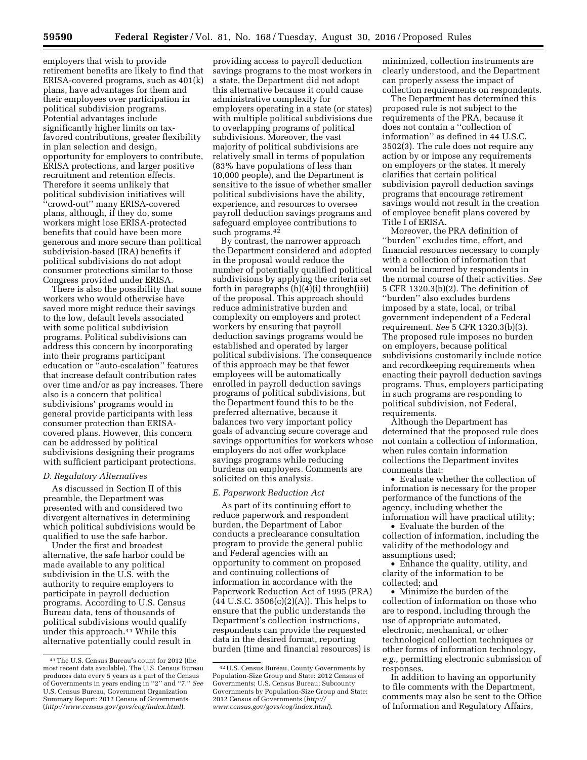employers that wish to provide retirement benefits are likely to find that ERISA-covered programs, such as 401(k) plans, have advantages for them and their employees over participation in political subdivision programs. Potential advantages include significantly higher limits on tax-favored contributions, greater flexibility in plan selection and design, opportunity for employers to contribute, ERISA protections, and larger positive recruitment and retention effects. Therefore it seems unlikely that political subdivision initiatives will ''crowd-out'' many ERISA-covered plans, although, if they do, some workers might lose ERISA-protected benefits that could have been more generous and more secure than political subdivision-based (IRA) benefits if political subdivisions do not adopt consumer protections similar to those Congress provided under ERISA.

There is also the possibility that some workers who would otherwise have saved more might reduce their savings to the low, default levels associated with some political subdivision programs. Political subdivisions can address this concern by incorporating into their programs participant education or ''auto-escalation'' features that increase default contribution rates over time and/or as pay increases. There also is a concern that political subdivisions' programs would in general provide participants with less consumer protection than ERISA-covered plans. However, this concern can be addressed by political subdivisions designing their programs with sufficient participant protections.

### D. Regulatory Alternatives

As discussed in Section II of this preamble, the Department was presented with and considered two divergent alternatives in determining which political subdivisions would be qualified to use the safe harbor.

Under the first and broadest alternative, the safe harbor could be made available to any political subdivision in the U.S. with the authority to require employers to participate in payroll deduction programs. According to U.S. Census Bureau data, tens of thousands of political subdivisions would qualify under this approach.[41] While this alternative potentially could result in providing access to payroll deduction savings programs to the most workers in a state, the Department did not adopt this alternative because it could cause administrative complexity for employers operating in a state (or states) with multiple political subdivisions due to overlapping programs of political subdivisions. Moreover, the vast majority of political subdivisions are relatively small in terms of population (83% have populations of less than 10,000 people), and the Department is sensitive to the issue of whether smaller political subdivisions have the ability, experience, and resources to oversee payroll deduction savings programs and safeguard employee contributions to such programs.[42]

By contrast, the narrower approach the Department considered and adopted in the proposal would reduce the number of potentially qualified political subdivisions by applying the criteria set forth in paragraphs (h)(4)(i) through(iii) of the proposal. This approach should reduce administrative burden and complexity on employers and protect workers by ensuring that payroll deduction savings programs would be established and operated by larger political subdivisions. The consequence of this approach may be that fewer employees will be automatically enrolled in payroll deduction savings programs of political subdivisions, but the Department found this to be the preferred alternative, because it balances two very important policy goals of advancing secure coverage and savings opportunities for workers whose employers do not offer workplace savings programs while reducing burdens on employers. Comments are solicited on this analysis.

### E. Paperwork Reduction Act

As part of its continuing effort to reduce paperwork and respondent burden, the Department of Labor conducts a preclearance consultation program to provide the general public and Federal agencies with an opportunity to comment on proposed and continuing collections of information in accordance with the Paperwork Reduction Act of 1995 (PRA) (44 U.S.C. 3506(c)(2)(A)). This helps to ensure that the public understands the Department's collection instructions, respondents can provide the requested data in the desired format, reporting burden (time and financial resources) is minimized, collection instruments are clearly understood, and the Department can properly assess the impact of collection requirements on respondents.

The Department has determined this proposed rule is not subject to the requirements of the PRA, because it does not contain a ''collection of information'' as defined in 44 U.S.C. 3502(3). The rule does not require any action by or impose any requirements on employers or the states. It merely clarifies that certain political subdivision payroll deduction savings programs that encourage retirement savings would not result in the creation of employee benefit plans covered by Title I of ERISA.

Moreover, the PRA definition of ''burden'' excludes time, effort, and financial resources necessary to comply with a collection of information that would be incurred by respondents in the normal course of their activities. *See* 5 CFR 1320.3(b)(2). The definition of ''burden'' also excludes burdens imposed by a state, local, or tribal government independent of a Federal requirement. *See* 5 CFR 1320.3(b)(3). The proposed rule imposes no burden on employers, because political subdivisions customarily include notice and recordkeeping requirements when enacting their payroll deduction savings programs. Thus, employers participating in such programs are responding to political subdivision, not Federal, requirements.

Although the Department has determined that the proposed rule does not contain a collection of information, when rules contain information collections the Department invites comments that:

- Evaluate whether the collection of information is necessary for the proper performance of the functions of the agency, including whether the information will have practical utility;
- Evaluate the burden of the collection of information, including the validity of the methodology and assumptions used;
- Enhance the quality, utility, and clarity of the information to be collected; and
- Minimize the burden of the collection of information on those who are to respond, including through the use of appropriate automated, electronic, mechanical, or other technological collection techniques or other forms of information technology, *e.g.,* permitting electronic submission of responses.

In addition to having an opportunity to file comments with the Department, comments may also be sent to the Office of Information and Regulatory Affairs,

---

[41] The U.S. Census Bureau's count for 2012 (the most recent data available). The U.S. Census Bureau produces data every 5 years as a part of the Census of Governments in years ending in ''2'' and ''7.'' *See* U.S. Census Bureau, Government Organization Summary Report: 2012 Census of Governments (*http://www.census.gov/govs/cog/index.html*).

[42] U.S. Census Bureau, County Governments by Population-Size Group and State: 2012 Census of Governments; U.S. Census Bureau; Subcounty Governments by Population-Size Group and State: 2012 Census of Governments (*http://www.census.gov/govs/cog/index.html*).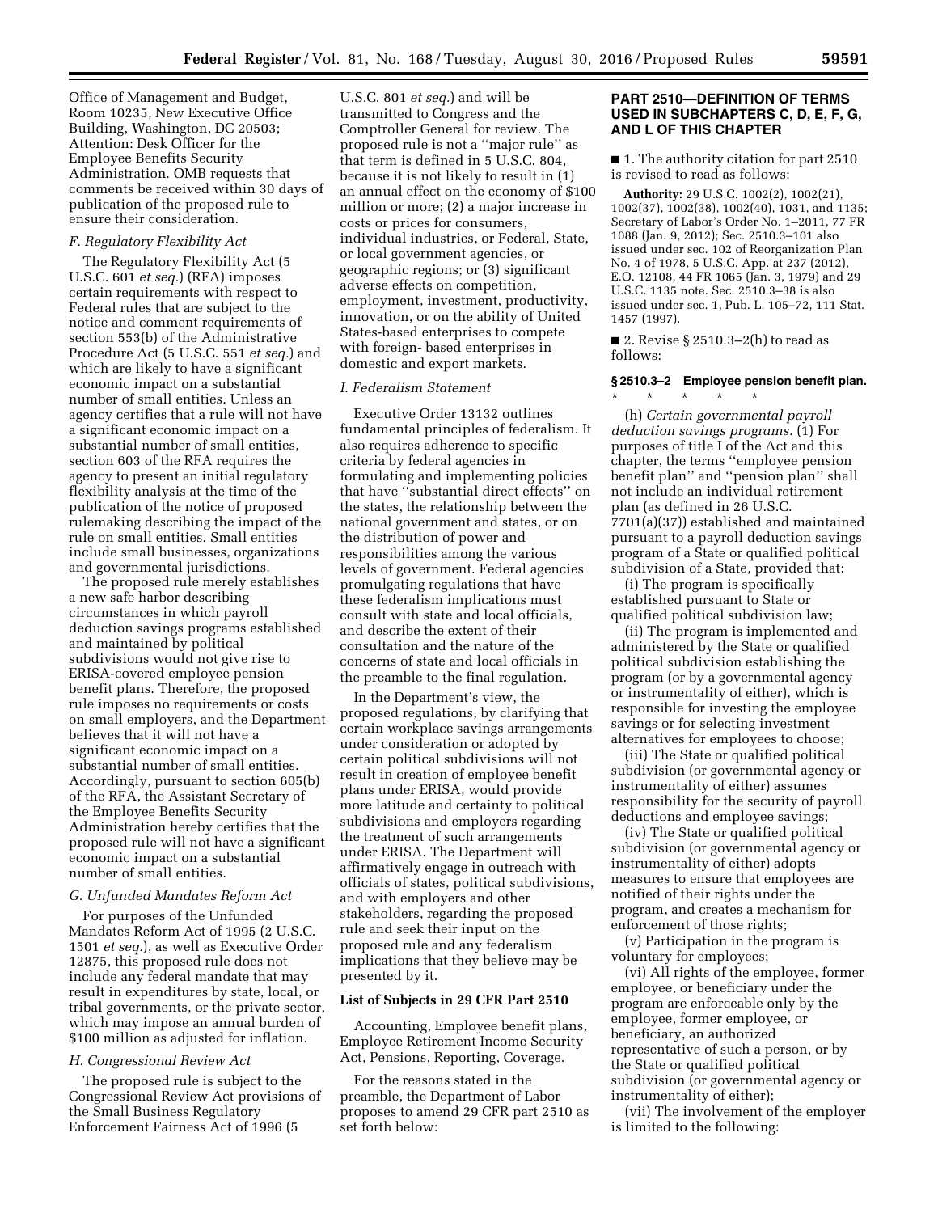Office of Management and Budget, Room 10235, New Executive Office Building, Washington, DC 20503; Attention: Desk Officer for the Employee Benefits Security Administration. OMB requests that comments be received within 30 days of publication of the proposed rule to ensure their consideration.

### *F. Regulatory Flexibility Act*

The Regulatory Flexibility Act (5 U.S.C. 601 *et seq.*) (RFA) imposes certain requirements with respect to Federal rules that are subject to the notice and comment requirements of section 553(b) of the Administrative Procedure Act (5 U.S.C. 551 *et seq.*) and which are likely to have a significant economic impact on a substantial number of small entities. Unless an agency certifies that a rule will not have a significant economic impact on a substantial number of small entities, section 603 of the RFA requires the agency to present an initial regulatory flexibility analysis at the time of the publication of the notice of proposed rulemaking describing the impact of the rule on small entities. Small entities include small businesses, organizations and governmental jurisdictions.

The proposed rule merely establishes a new safe harbor describing circumstances in which payroll deduction savings programs established and maintained by political subdivisions would not give rise to ERISA-covered employee pension benefit plans. Therefore, the proposed rule imposes no requirements or costs on small employers, and the Department believes that it will not have a significant economic impact on a substantial number of small entities. Accordingly, pursuant to section 605(b) of the RFA, the Assistant Secretary of the Employee Benefits Security Administration hereby certifies that the proposed rule will not have a significant economic impact on a substantial number of small entities.

### *G. Unfunded Mandates Reform Act*

For purposes of the Unfunded Mandates Reform Act of 1995 (2 U.S.C. 1501 *et seq.*), as well as Executive Order 12875, this proposed rule does not include any federal mandate that may result in expenditures by state, local, or tribal governments, or the private sector, which may impose an annual burden of $100 million as adjusted for inflation.

### *H. Congressional Review Act*

The proposed rule is subject to the Congressional Review Act provisions of the Small Business Regulatory Enforcement Fairness Act of 1996 (5 U.S.C. 801 *et seq.*) and will be transmitted to Congress and the Comptroller General for review. The proposed rule is not a ''major rule'' as that term is defined in 5 U.S.C. 804, because it is not likely to result in (1) an annual effect on the economy of $100 million or more; (2) a major increase in costs or prices for consumers, individual industries, or Federal, State, or local government agencies, or geographic regions; or (3) significant adverse effects on competition, employment, investment, productivity, innovation, or on the ability of United States-based enterprises to compete with foreign- based enterprises in domestic and export markets.

### *I. Federalism Statement*

Executive Order 13132 outlines fundamental principles of federalism. It also requires adherence to specific criteria by federal agencies in formulating and implementing policies that have ''substantial direct effects'' on the states, the relationship between the national government and states, or on the distribution of power and responsibilities among the various levels of government. Federal agencies promulgating regulations that have these federalism implications must consult with state and local officials, and describe the extent of their consultation and the nature of the concerns of state and local officials in the preamble to the final regulation.

In the Department's view, the proposed regulations, by clarifying that certain workplace savings arrangements under consideration or adopted by certain political subdivisions will not result in creation of employee benefit plans under ERISA, would provide more latitude and certainty to political subdivisions and employers regarding the treatment of such arrangements under ERISA. The Department will affirmatively engage in outreach with officials of states, political subdivisions, and with employers and other stakeholders, regarding the proposed rule and seek their input on the proposed rule and any federalism implications that they believe may be presented by it.

## List of Subjects in 29 CFR Part 2510

Accounting, Employee benefit plans, Employee Retirement Income Security Act, Pensions, Reporting, Coverage.

For the reasons stated in the preamble, the Department of Labor proposes to amend 29 CFR part 2510 as set forth below:

## PART 2510—DEFINITION OF TERMS USED IN SUBCHAPTERS C, D, E, F, G, AND L OF THIS CHAPTER

■ 1. The authority citation for part 2510 is revised to read as follows:

**Authority:** 29 U.S.C. 1002(2), 1002(21), 1002(37), 1002(38), 1002(40), 1031, and 1135; Secretary of Labor's Order No. 1–2011, 77 FR 1088 (Jan. 9, 2012); Sec. 2510.3–101 also issued under sec. 102 of Reorganization Plan No. 4 of 1978, 5 U.S.C. App. at 237 (2012), E.O. 12108, 44 FR 1065 (Jan. 3, 1979) and 29 U.S.C. 1135 note. Sec. 2510.3–38 is also issued under sec. 1, Pub. L. 105–72, 111 Stat. 1457 (1997).

■ 2. Revise § 2510.3–2(h) to read as follows:

### § 2510.3–2 Employee pension benefit plan.

\* \* \* \* \*

(h) *Certain governmental payroll deduction savings programs.* (1) For purposes of title I of the Act and this chapter, the terms ''employee pension benefit plan'' and ''pension plan'' shall not include an individual retirement plan (as defined in 26 U.S.C. 7701(a)(37)) established and maintained pursuant to a payroll deduction savings program of a State or qualified political subdivision of a State, provided that:

(i) The program is specifically established pursuant to State or qualified political subdivision law;

(ii) The program is implemented and administered by the State or qualified political subdivision establishing the program (or by a governmental agency or instrumentality of either), which is responsible for investing the employee savings or for selecting investment alternatives for employees to choose;

(iii) The State or qualified political subdivision (or governmental agency or instrumentality of either) assumes responsibility for the security of payroll deductions and employee savings;

(iv) The State or qualified political subdivision (or governmental agency or instrumentality of either) adopts measures to ensure that employees are notified of their rights under the program, and creates a mechanism for enforcement of those rights;

(v) Participation in the program is voluntary for employees;

(vi) All rights of the employee, former employee, or beneficiary under the program are enforceable only by the employee, former employee, or beneficiary, an authorized representative of such a person, or by the State or qualified political subdivision (or governmental agency or instrumentality of either);

(vii) The involvement of the employer is limited to the following: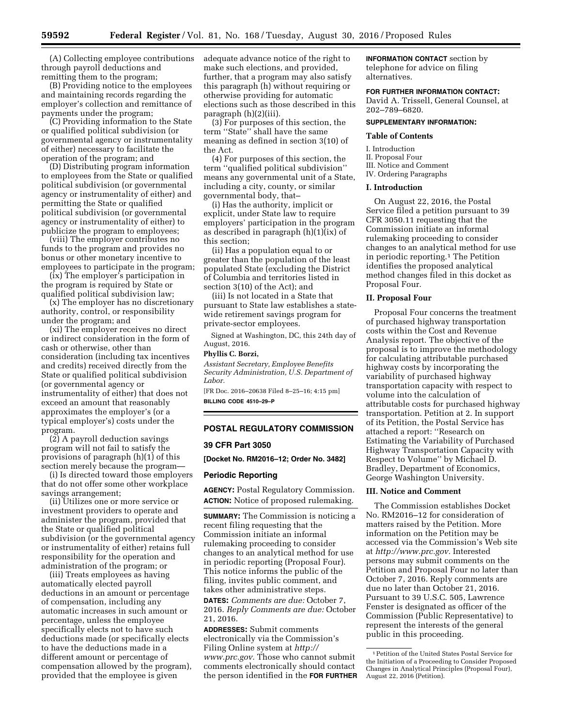(A) Collecting employee contributions through payroll deductions and remitting them to the program;

(B) Providing notice to the employees and maintaining records regarding the employer's collection and remittance of payments under the program;

(C) Providing information to the State or qualified political subdivision (or governmental agency or instrumentality of either) necessary to facilitate the operation of the program; and

(D) Distributing program information to employees from the State or qualified political subdivision (or governmental agency or instrumentality of either) and permitting the State or qualified political subdivision (or governmental agency or instrumentality of either) to publicize the program to employees;

(viii) The employer contributes no funds to the program and provides no bonus or other monetary incentive to employees to participate in the program;

(ix) The employer's participation in the program is required by State or qualified political subdivision law;

(x) The employer has no discretionary authority, control, or responsibility under the program; and

(xi) The employer receives no direct or indirect consideration in the form of cash or otherwise, other than consideration (including tax incentives and credits) received directly from the State or qualified political subdivision (or governmental agency or instrumentality of either) that does not exceed an amount that reasonably approximates the employer's (or a typical employer's) costs under the program.

(2) A payroll deduction savings program will not fail to satisfy the provisions of paragraph (h)(1) of this section merely because the program—

(i) Is directed toward those employers that do not offer some other workplace savings arrangement;

(ii) Utilizes one or more service or investment providers to operate and administer the program, provided that the State or qualified political subdivision (or the governmental agency or instrumentality of either) retains full responsibility for the operation and administration of the program; or

(iii) Treats employees as having automatically elected payroll deductions in an amount or percentage of compensation, including any automatic increases in such amount or percentage, unless the employee specifically elects not to have such deductions made (or specifically elects to have the deductions made in a different amount or percentage of compensation allowed by the program), provided that the employee is given adequate advance notice of the right to make such elections, and provided, further, that a program may also satisfy this paragraph (h) without requiring or otherwise providing for automatic elections such as those described in this paragraph (h)(2)(iii).

(3) For purposes of this section, the term ''State'' shall have the same meaning as defined in section 3(10) of the Act.

(4) For purposes of this section, the term ''qualified political subdivision'' means any governmental unit of a State, including a city, county, or similar governmental body, that–

(i) Has the authority, implicit or explicit, under State law to require employers' participation in the program as described in paragraph (h)(1)(ix) of this section;

(ii) Has a population equal to or greater than the population of the least populated State (excluding the District of Columbia and territories listed in section 3(10) of the Act); and

(iii) Is not located in a State that pursuant to State law establishes a state-wide retirement savings program for private-sector employees.

Signed at Washington, DC, this 24th day of August, 2016.

**Phyllis C. Borzi,**

*Assistant Secretary, Employee Benefits Security Administration, U.S. Department of Labor.*

[FR Doc. 2016–20638 Filed 8–25–16; 4:15 pm]

**BILLING CODE 4510–29–P**

---

## POSTAL REGULATORY COMMISSION

### 39 CFR Part 3050

**[Docket No. RM2016–12; Order No. 3482]**

### Periodic Reporting

**AGENCY:** Postal Regulatory Commission.

**ACTION:** Notice of proposed rulemaking.

**SUMMARY:** The Commission is noticing a recent filing requesting that the Commission initiate an informal rulemaking proceeding to consider changes to an analytical method for use in periodic reporting (Proposal Four). This notice informs the public of the filing, invites public comment, and takes other administrative steps.

**DATES:** *Comments are due:* October 7, 2016. *Reply Comments are due:* October 21, 2016.

**ADDRESSES:** Submit comments electronically via the Commission's Filing Online system at *http://www.prc.gov.* Those who cannot submit comments electronically should contact the person identified in the **FOR FURTHER INFORMATION CONTACT** section by telephone for advice on filing alternatives.

**FOR FURTHER INFORMATION CONTACT:** David A. Trissell, General Counsel, at 202–789–6820.

**SUPPLEMENTARY INFORMATION:**

**Table of Contents**

I. Introduction
II. Proposal Four
III. Notice and Comment
IV. Ordering Paragraphs

### I. Introduction

On August 22, 2016, the Postal Service filed a petition pursuant to 39 CFR 3050.11 requesting that the Commission initiate an informal rulemaking proceeding to consider changes to an analytical method for use in periodic reporting.[1] The Petition identifies the proposed analytical method changes filed in this docket as Proposal Four.

### II. Proposal Four

Proposal Four concerns the treatment of purchased highway transportation costs within the Cost and Revenue Analysis report. The objective of the proposal is to improve the methodology for calculating attributable purchased highway costs by incorporating the variability of purchased highway transportation capacity with respect to volume into the calculation of attributable costs for purchased highway transportation. Petition at 2. In support of its Petition, the Postal Service has attached a report: ''Research on Estimating the Variability of Purchased Highway Transportation Capacity with Respect to Volume'' by Michael D. Bradley, Department of Economics, George Washington University.

### III. Notice and Comment

The Commission establishes Docket No. RM2016–12 for consideration of matters raised by the Petition. More information on the Petition may be accessed via the Commission's Web site at *http://www.prc.gov.* Interested persons may submit comments on the Petition and Proposal Four no later than October 7, 2016. Reply comments are due no later than October 21, 2016. Pursuant to 39 U.S.C. 505, Lawrence Fenster is designated as officer of the Commission (Public Representative) to represent the interests of the general public in this proceeding.

[1] Petition of the United States Postal Service for the Initiation of a Proceeding to Consider Proposed Changes in Analytical Principles (Proposal Four), August 22, 2016 (Petition).